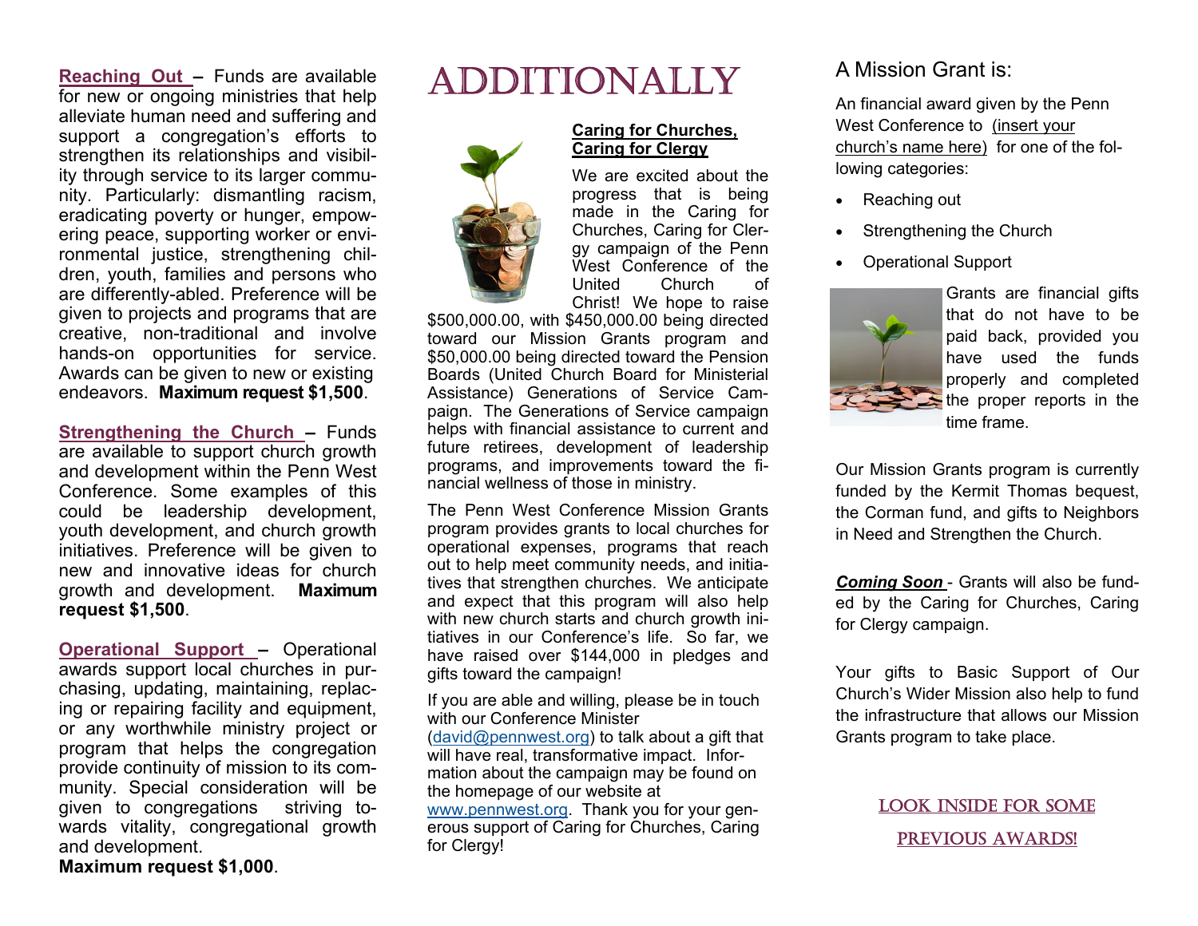**Reaching Out** – Funds are available for new or ongoing ministries that help alleviate human need and suffering and support a congregation's efforts to strengthen its relationships and visibility through service to its larger community. Particularly: dismantling racism, eradicating poverty or hunger, empowering peace, supporting worker or environmental justice, strengthening children, youth, families and persons who are differently-abled. Preference will be given to projects and programs that are creative, non-traditional and involve hands-on opportunities for service. Awards can be given to new or existing endeavors. **Maximum request $1,500**.

**Strengthening the Church** – Funds are available to support church growth and development within the Penn West Conference. Some examples of this could be leadership development, youth development, and church growth initiatives. Preference will be given to new and innovative ideas for church growth and development. **Maximum request $1,500**.

**Operational Support** – Operational awards support local churches in purchasing, updating, maintaining, replacing or repairing facility and equipment, or any worthwhile ministry project or program that helps the congregation provide continuity of mission to its community. Special consideration will be given to congregations striving towards vitality, congregational growth and development.
**Maximum request $1,000**.

# ADDITIONALLY

**Caring for Churches, Caring for Clergy**

We are excited about the progress that is being made in the Caring for Churches, Caring for Clergy campaign of the Penn West Conference of the United Church of Christ! We hope to raise $500,000.00, with $450,000.00 being directed toward our Mission Grants program and $50,000.00 being directed toward the Pension Boards (United Church Board for Ministerial Assistance) Generations of Service Campaign. The Generations of Service campaign helps with financial assistance to current and future retirees, development of leadership programs, and improvements toward the financial wellness of those in ministry.

The Penn West Conference Mission Grants program provides grants to local churches for operational expenses, programs that reach out to help meet community needs, and initiatives that strengthen churches. We anticipate and expect that this program will also help with new church starts and church growth initiatives in our Conference's life. So far, we have raised over $144,000 in pledges and gifts toward the campaign!

If you are able and willing, please be in touch with our Conference Minister (david@pennwest.org) to talk about a gift that will have real, transformative impact. Information about the campaign may be found on the homepage of our website at www.pennwest.org. Thank you for your generous support of Caring for Churches, Caring for Clergy!

## A Mission Grant is:

An financial award given by the Penn West Conference to (insert your church's name here) for one of the following categories:

- Reaching out
- Strengthening the Church
- Operational Support

Grants are financial gifts that do not have to be paid back, provided you have used the funds properly and completed the proper reports in the time frame.

Our Mission Grants program is currently funded by the Kermit Thomas bequest, the Corman fund, and gifts to Neighbors in Need and Strengthen the Church.

***Coming Soon*** - Grants will also be funded by the Caring for Churches, Caring for Clergy campaign.

Your gifts to Basic Support of Our Church's Wider Mission also help to fund the infrastructure that allows our Mission Grants program to take place.

LOOK INSIDE FOR SOME PREVIOUS AWARDS!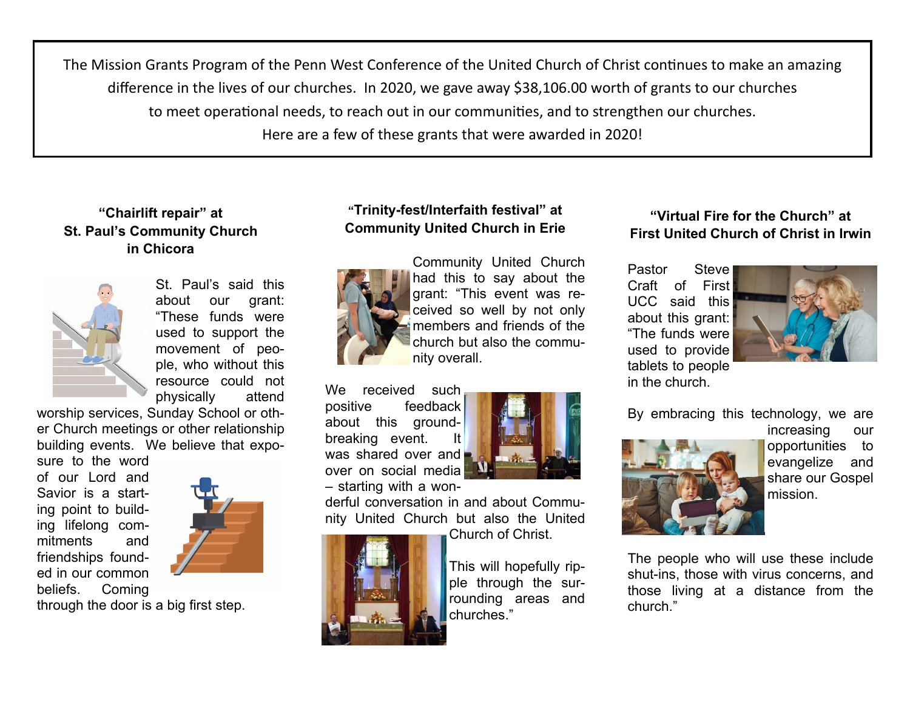The Mission Grants Program of the Penn West Conference of the United Church of Christ continues to make an amazing difference in the lives of our churches. In 2020, we gave away $38,106.00 worth of grants to our churches to meet operational needs, to reach out in our communities, and to strengthen our churches. Here are a few of these grants that were awarded in 2020!

### "Chairlift repair" at St. Paul's Community Church in Chicora

St. Paul's said this about our grant: "These funds were used to support the movement of people, who without this resource could not physically attend worship services, Sunday School or other Church meetings or other relationship building events. We believe that exposure to the word of our Lord and Savior is a starting point to building lifelong commitments and friendships founded in our common beliefs. Coming through the door is a big first step.

### "Trinity-fest/Interfaith festival" at Community United Church in Erie

Community United Church had this to say about the grant: "This event was received so well by not only members and friends of the church but also the community overall.

We received such positive feedback about this groundbreaking event. It was shared over and over on social media – starting with a wonderful conversation in and about Community United Church but also the United Church of Christ.

This will hopefully ripple through the surrounding areas and churches."

### "Virtual Fire for the Church" at First United Church of Christ in Irwin

Pastor Steve Craft of First UCC said this about this grant: "The funds were used to provide tablets to people in the church.

By embracing this technology, we are increasing our opportunities to evangelize and share our Gospel mission.

The people who will use these include shut-ins, those with virus concerns, and those living at a distance from the church."